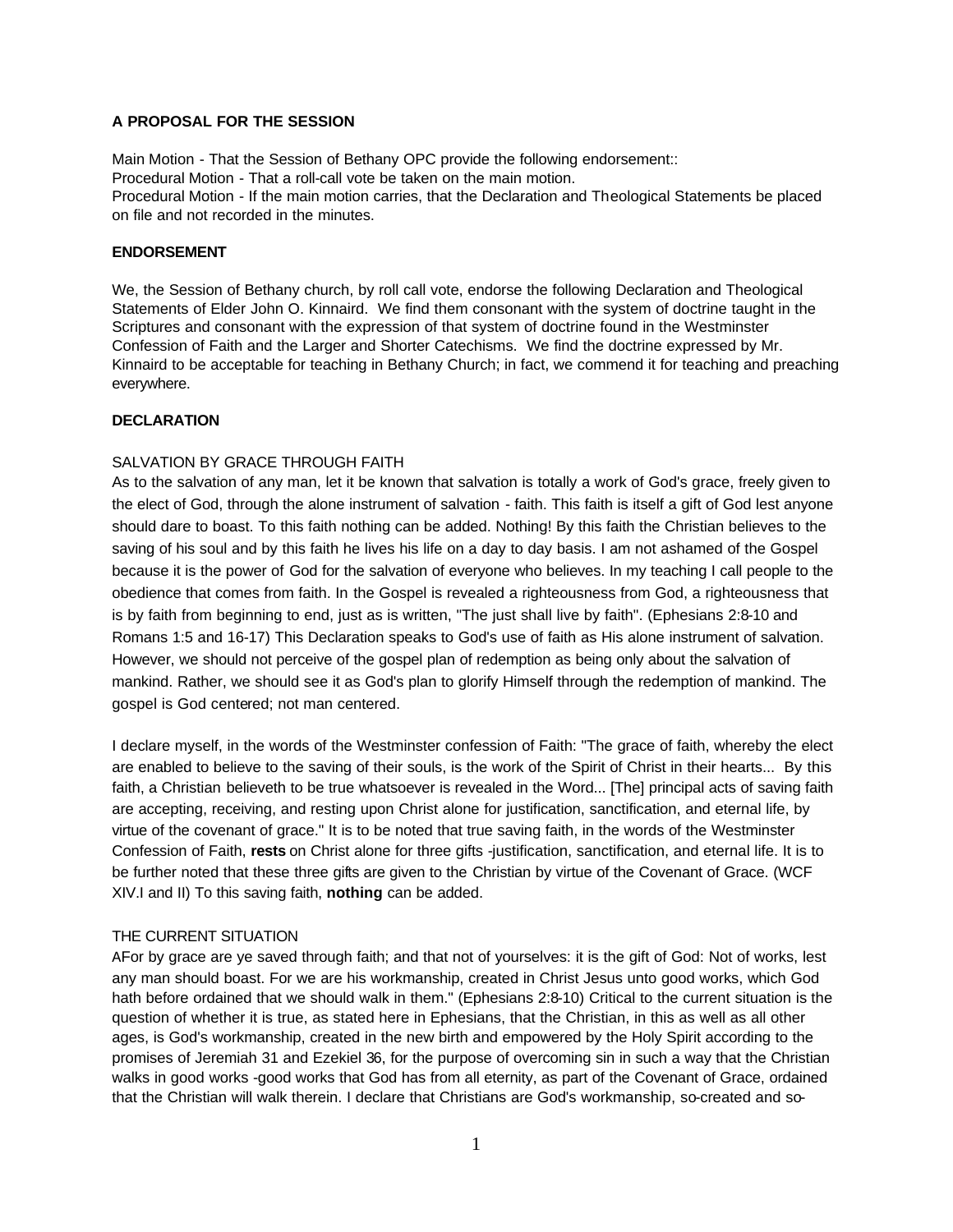**A PROPOSAL FOR THE SESSION**

Main Motion - That the Session of Bethany OPC provide the following endorsement::
Procedural Motion - That a roll-call vote be taken on the main motion.
Procedural Motion - If the main motion carries, that the Declaration and Theological Statements be placed on file and not recorded in the minutes.

**ENDORSEMENT**

We, the Session of Bethany church, by roll call vote, endorse the following Declaration and Theological Statements of Elder John O. Kinnaird. We find them consonant with the system of doctrine taught in the Scriptures and consonant with the expression of that system of doctrine found in the Westminster Confession of Faith and the Larger and Shorter Catechisms. We find the doctrine expressed by Mr. Kinnaird to be acceptable for teaching in Bethany Church; in fact, we commend it for teaching and preaching everywhere.

**DECLARATION**

SALVATION BY GRACE THROUGH FAITH

As to the salvation of any man, let it be known that salvation is totally a work of God's grace, freely given to the elect of God, through the alone instrument of salvation - faith. This faith is itself a gift of God lest anyone should dare to boast. To this faith nothing can be added. Nothing! By this faith the Christian believes to the saving of his soul and by this faith he lives his life on a day to day basis. I am not ashamed of the Gospel because it is the power of God for the salvation of everyone who believes. In my teaching I call people to the obedience that comes from faith. In the Gospel is revealed a righteousness from God, a righteousness that is by faith from beginning to end, just as is written, "The just shall live by faith". (Ephesians 2:8-10 and Romans 1:5 and 16-17) This Declaration speaks to God's use of faith as His alone instrument of salvation. However, we should not perceive of the gospel plan of redemption as being only about the salvation of mankind. Rather, we should see it as God's plan to glorify Himself through the redemption of mankind. The gospel is God centered; not man centered.

I declare myself, in the words of the Westminster confession of Faith: "The grace of faith, whereby the elect are enabled to believe to the saving of their souls, is the work of the Spirit of Christ in their hearts... By this faith, a Christian believeth to be true whatsoever is revealed in the Word... [The] principal acts of saving faith are accepting, receiving, and resting upon Christ alone for justification, sanctification, and eternal life, by virtue of the covenant of grace." It is to be noted that true saving faith, in the words of the Westminster Confession of Faith, **rests** on Christ alone for three gifts -justification, sanctification, and eternal life. It is to be further noted that these three gifts are given to the Christian by virtue of the Covenant of Grace. (WCF XIV.I and II) To this saving faith, **nothing** can be added.

THE CURRENT SITUATION

AFor by grace are ye saved through faith; and that not of yourselves: it is the gift of God: Not of works, lest any man should boast. For we are his workmanship, created in Christ Jesus unto good works, which God hath before ordained that we should walk in them." (Ephesians 2:8-10) Critical to the current situation is the question of whether it is true, as stated here in Ephesians, that the Christian, in this as well as all other ages, is God's workmanship, created in the new birth and empowered by the Holy Spirit according to the promises of Jeremiah 31 and Ezekiel 36, for the purpose of overcoming sin in such a way that the Christian walks in good works -good works that God has from all eternity, as part of the Covenant of Grace, ordained that the Christian will walk therein. I declare that Christians are God's workmanship, so-created and so-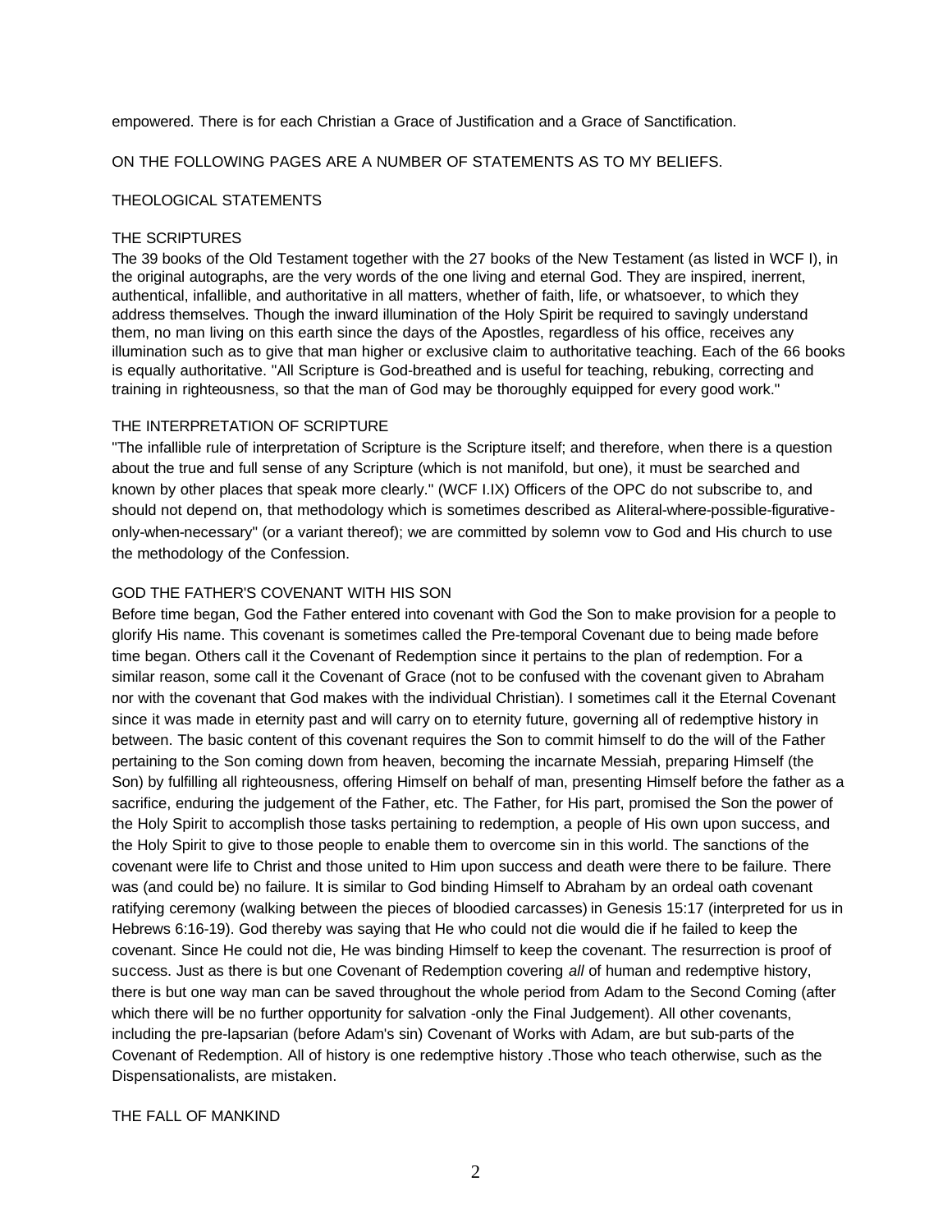empowered. There is for each Christian a Grace of Justification and a Grace of Sanctification.

ON THE FOLLOWING PAGES ARE A NUMBER OF STATEMENTS AS TO MY BELIEFS.

## THEOLOGICAL STATEMENTS

### THE SCRIPTURES

The 39 books of the Old Testament together with the 27 books of the New Testament (as listed in WCF I), in the original autographs, are the very words of the one living and eternal God. They are inspired, inerrent, authentical, infallible, and authoritative in all matters, whether of faith, life, or whatsoever, to which they address themselves. Though the inward illumination of the Holy Spirit be required to savingly understand them, no man living on this earth since the days of the Apostles, regardless of his office, receives any illumination such as to give that man higher or exclusive claim to authoritative teaching. Each of the 66 books is equally authoritative. "All Scripture is God-breathed and is useful for teaching, rebuking, correcting and training in righteousness, so that the man of God may be thoroughly equipped for every good work."

### THE INTERPRETATION OF SCRIPTURE

"The infallible rule of interpretation of Scripture is the Scripture itself; and therefore, when there is a question about the true and full sense of any Scripture (which is not manifold, but one), it must be searched and known by other places that speak more clearly." (WCF I.IX) Officers of the OPC do not subscribe to, and should not depend on, that methodology which is sometimes described as Aliteral-where-possible-figurative-only-when-necessary" (or a variant thereof); we are committed by solemn vow to God and His church to use the methodology of the Confession.

### GOD THE FATHER'S COVENANT WITH HIS SON

Before time began, God the Father entered into covenant with God the Son to make provision for a people to glorify His name. This covenant is sometimes called the Pre-temporal Covenant due to being made before time began. Others call it the Covenant of Redemption since it pertains to the plan of redemption. For a similar reason, some call it the Covenant of Grace (not to be confused with the covenant given to Abraham nor with the covenant that God makes with the individual Christian). I sometimes call it the Eternal Covenant since it was made in eternity past and will carry on to eternity future, governing all of redemptive history in between. The basic content of this covenant requires the Son to commit himself to do the will of the Father pertaining to the Son coming down from heaven, becoming the incarnate Messiah, preparing Himself (the Son) by fulfilling all righteousness, offering Himself on behalf of man, presenting Himself before the father as a sacrifice, enduring the judgement of the Father, etc. The Father, for His part, promised the Son the power of the Holy Spirit to accomplish those tasks pertaining to redemption, a people of His own upon success, and the Holy Spirit to give to those people to enable them to overcome sin in this world. The sanctions of the covenant were life to Christ and those united to Him upon success and death were there to be failure. There was (and could be) no failure. It is similar to God binding Himself to Abraham by an ordeal oath covenant ratifying ceremony (walking between the pieces of bloodied carcasses) in Genesis 15:17 (interpreted for us in Hebrews 6:16-19). God thereby was saying that He who could not die would die if he failed to keep the covenant. Since He could not die, He was binding Himself to keep the covenant. The resurrection is proof of success. Just as there is but one Covenant of Redemption covering *all* of human and redemptive history, there is but one way man can be saved throughout the whole period from Adam to the Second Coming (after which there will be no further opportunity for salvation -only the Final Judgement). All other covenants, including the pre-lapsarian (before Adam's sin) Covenant of Works with Adam, are but sub-parts of the Covenant of Redemption. All of history is one redemptive history .Those who teach otherwise, such as the Dispensationalists, are mistaken.

### THE FALL OF MANKIND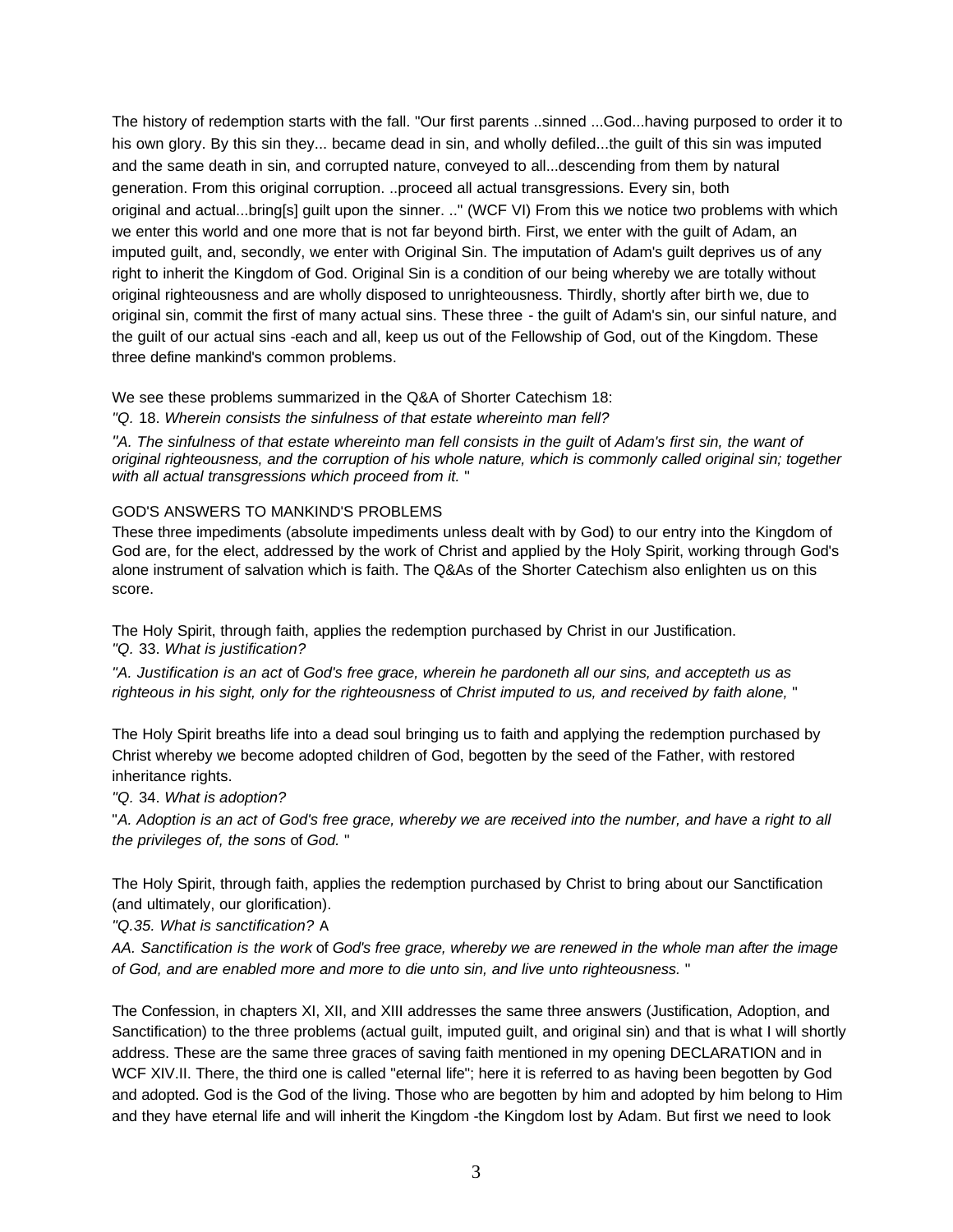The history of redemption starts with the fall. "Our first parents ..sinned ...God...having purposed to order it to his own glory. By this sin they... became dead in sin, and wholly defiled...the guilt of this sin was imputed and the same death in sin, and corrupted nature, conveyed to all...descending from them by natural generation. From this original corruption. ..proceed all actual transgressions. Every sin, both original and actual...bring[s] guilt upon the sinner. .." (WCF VI) From this we notice two problems with which we enter this world and one more that is not far beyond birth. First, we enter with the guilt of Adam, an imputed guilt, and, secondly, we enter with Original Sin. The imputation of Adam's guilt deprives us of any right to inherit the Kingdom of God. Original Sin is a condition of our being whereby we are totally without original righteousness and are wholly disposed to unrighteousness. Thirdly, shortly after birth we, due to original sin, commit the first of many actual sins. These three - the guilt of Adam's sin, our sinful nature, and the guilt of our actual sins -each and all, keep us out of the Fellowship of God, out of the Kingdom. These three define mankind's common problems.

We see these problems summarized in the Q&A of Shorter Catechism 18:

*"Q.* 18. *Wherein consists the sinfulness of that estate whereinto man fell?*

*"A. The sinfulness of that estate whereinto man fell consists in the guilt* of *Adam's first sin, the want of original righteousness, and the corruption of his whole nature, which is commonly called original sin; together with all actual transgressions which proceed from it.* "

GOD'S ANSWERS TO MANKIND'S PROBLEMS

These three impediments (absolute impediments unless dealt with by God) to our entry into the Kingdom of God are, for the elect, addressed by the work of Christ and applied by the Holy Spirit, working through God's alone instrument of salvation which is faith. The Q&As of the Shorter Catechism also enlighten us on this score.

The Holy Spirit, through faith, applies the redemption purchased by Christ in our Justification.

*"Q.* 33. *What is justification?*

*"A. Justification is an act* of *God's free grace, wherein he pardoneth all our sins, and accepteth us as righteous in his sight, only for the righteousness* of *Christ imputed to us, and received by faith alone,* "

The Holy Spirit breaths life into a dead soul bringing us to faith and applying the redemption purchased by Christ whereby we become adopted children of God, begotten by the seed of the Father, with restored inheritance rights.

*"Q.* 34. *What is adoption?*

"*A. Adoption is an act of God's free grace, whereby we are received into the number, and have a right to all the privileges of, the sons* of *God.* "

The Holy Spirit, through faith, applies the redemption purchased by Christ to bring about our Sanctification (and ultimately, our glorification).

*"Q.35. What is sanctification?* A

*AA. Sanctification is the work* of *God's free grace, whereby we are renewed in the whole man after the image of God, and are enabled more and more to die unto sin, and live unto righteousness.* "

The Confession, in chapters XI, XII, and XIII addresses the same three answers (Justification, Adoption, and Sanctification) to the three problems (actual guilt, imputed guilt, and original sin) and that is what I will shortly address. These are the same three graces of saving faith mentioned in my opening DECLARATION and in WCF XIV.II. There, the third one is called "eternal life"; here it is referred to as having been begotten by God and adopted. God is the God of the living. Those who are begotten by him and adopted by him belong to Him and they have eternal life and will inherit the Kingdom -the Kingdom lost by Adam. But first we need to look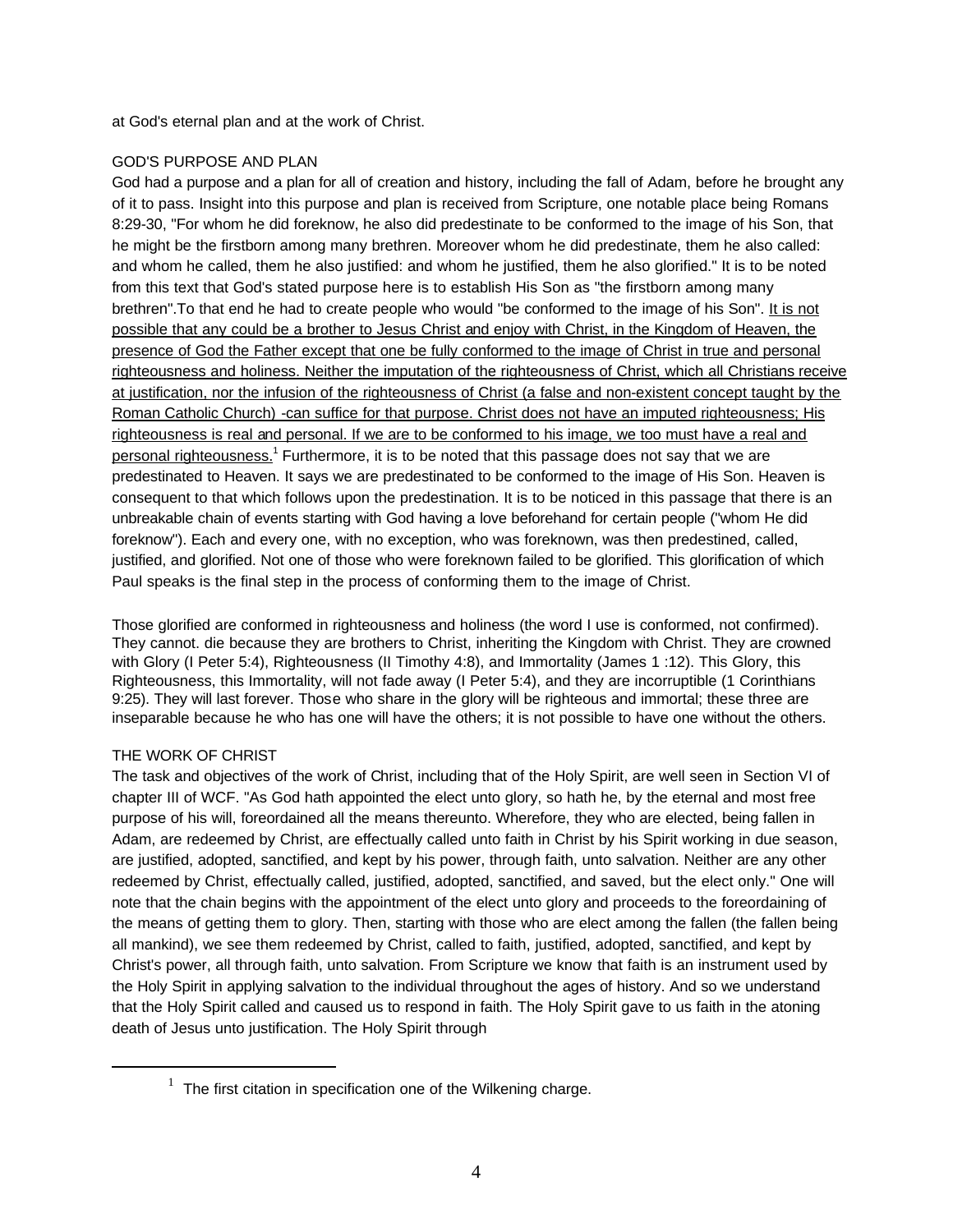at God's eternal plan and at the work of Christ.

## GOD'S PURPOSE AND PLAN

God had a purpose and a plan for all of creation and history, including the fall of Adam, before he brought any of it to pass. Insight into this purpose and plan is received from Scripture, one notable place being Romans 8:29-30, "For whom he did foreknow, he also did predestinate to be conformed to the image of his Son, that he might be the firstborn among many brethren. Moreover whom he did predestinate, them he also called: and whom he called, them he also justified: and whom he justified, them he also glorified." It is to be noted from this text that God's stated purpose here is to establish His Son as "the firstborn among many brethren".To that end he had to create people who would "be conformed to the image of his Son". <u>It is not possible that any could be a brother to Jesus Christ and enjoy with Christ, in the Kingdom of Heaven, the presence of God the Father except that one be fully conformed to the image of Christ in true and personal righteousness and holiness. Neither the imputation of the righteousness of Christ, which all Christians receive at justification, nor the infusion of the righteousness of Christ (a false and non-existent concept taught by the Roman Catholic Church) -can suffice for that purpose. Christ does not have an imputed righteousness; His righteousness is real and personal. If we are to be conformed to his image, we too must have a real and personal righteousness.</u>[1] Furthermore, it is to be noted that this passage does not say that we are predestinated to Heaven. It says we are predestinated to be conformed to the image of His Son. Heaven is consequent to that which follows upon the predestination. It is to be noticed in this passage that there is an unbreakable chain of events starting with God having a love beforehand for certain people ("whom He did foreknow"). Each and every one, with no exception, who was foreknown, was then predestined, called, justified, and glorified. Not one of those who were foreknown failed to be glorified. This glorification of which Paul speaks is the final step in the process of conforming them to the image of Christ.

Those glorified are conformed in righteousness and holiness (the word I use is conformed, not confirmed). They cannot. die because they are brothers to Christ, inheriting the Kingdom with Christ. They are crowned with Glory (I Peter 5:4), Righteousness (II Timothy 4:8), and Immortality (James 1 :12). This Glory, this Righteousness, this Immortality, will not fade away (I Peter 5:4), and they are incorruptible (1 Corinthians 9:25). They will last forever. Those who share in the glory will be righteous and immortal; these three are inseparable because he who has one will have the others; it is not possible to have one without the others.

## THE WORK OF CHRIST

The task and objectives of the work of Christ, including that of the Holy Spirit, are well seen in Section VI of chapter III of WCF. "As God hath appointed the elect unto glory, so hath he, by the eternal and most free purpose of his will, foreordained all the means thereunto. Wherefore, they who are elected, being fallen in Adam, are redeemed by Christ, are effectually called unto faith in Christ by his Spirit working in due season, are justified, adopted, sanctified, and kept by his power, through faith, unto salvation. Neither are any other redeemed by Christ, effectually called, justified, adopted, sanctified, and saved, but the elect only." One will note that the chain begins with the appointment of the elect unto glory and proceeds to the foreordaining of the means of getting them to glory. Then, starting with those who are elect among the fallen (the fallen being all mankind), we see them redeemed by Christ, called to faith, justified, adopted, sanctified, and kept by Christ's power, all through faith, unto salvation. From Scripture we know that faith is an instrument used by the Holy Spirit in applying salvation to the individual throughout the ages of history. And so we understand that the Holy Spirit called and caused us to respond in faith. The Holy Spirit gave to us faith in the atoning death of Jesus unto justification. The Holy Spirit through

---

[1] The first citation in specification one of the Wilkening charge.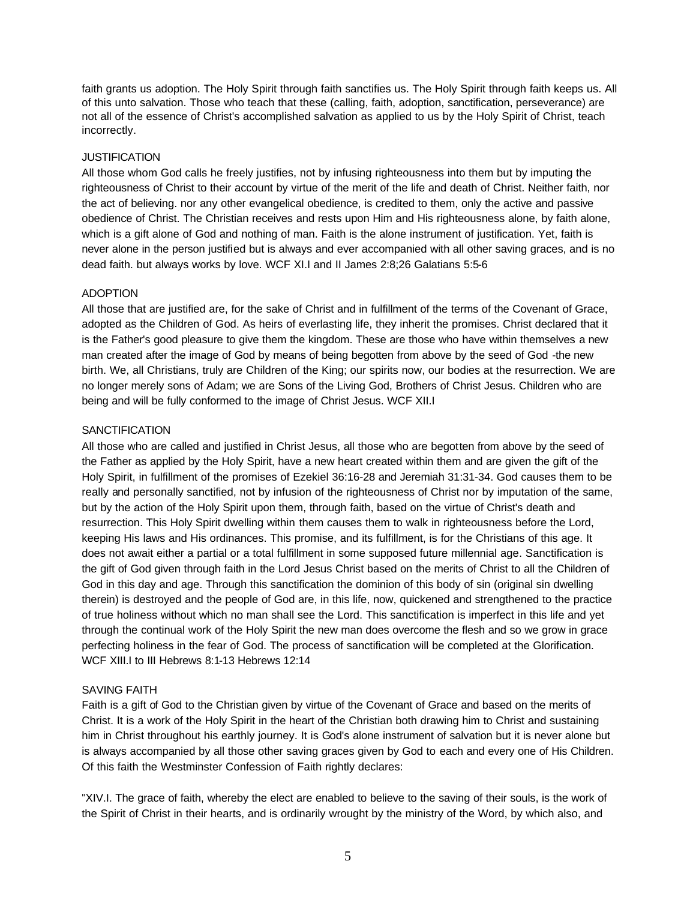faith grants us adoption. The Holy Spirit through faith sanctifies us. The Holy Spirit through faith keeps us. All of this unto salvation. Those who teach that these (calling, faith, adoption, sanctification, perseverance) are not all of the essence of Christ's accomplished salvation as applied to us by the Holy Spirit of Christ, teach incorrectly.

## JUSTIFICATION

All those whom God calls he freely justifies, not by infusing righteousness into them but by imputing the righteousness of Christ to their account by virtue of the merit of the life and death of Christ. Neither faith, nor the act of believing. nor any other evangelical obedience, is credited to them, only the active and passive obedience of Christ. The Christian receives and rests upon Him and His righteousness alone, by faith alone, which is a gift alone of God and nothing of man. Faith is the alone instrument of justification. Yet, faith is never alone in the person justified but is always and ever accompanied with all other saving graces, and is no dead faith. but always works by love. WCF XI.I and II James 2:8;26 Galatians 5:5-6

## ADOPTION

All those that are justified are, for the sake of Christ and in fulfillment of the terms of the Covenant of Grace, adopted as the Children of God. As heirs of everlasting life, they inherit the promises. Christ declared that it is the Father's good pleasure to give them the kingdom. These are those who have within themselves a new man created after the image of God by means of being begotten from above by the seed of God -the new birth. We, all Christians, truly are Children of the King; our spirits now, our bodies at the resurrection. We are no longer merely sons of Adam; we are Sons of the Living God, Brothers of Christ Jesus. Children who are being and will be fully conformed to the image of Christ Jesus. WCF XII.I

## SANCTIFICATION

All those who are called and justified in Christ Jesus, all those who are begotten from above by the seed of the Father as applied by the Holy Spirit, have a new heart created within them and are given the gift of the Holy Spirit, in fulfillment of the promises of Ezekiel 36:16-28 and Jeremiah 31:31-34. God causes them to be really and personally sanctified, not by infusion of the righteousness of Christ nor by imputation of the same, but by the action of the Holy Spirit upon them, through faith, based on the virtue of Christ's death and resurrection. This Holy Spirit dwelling within them causes them to walk in righteousness before the Lord, keeping His laws and His ordinances. This promise, and its fulfillment, is for the Christians of this age. It does not await either a partial or a total fulfillment in some supposed future millennial age. Sanctification is the gift of God given through faith in the Lord Jesus Christ based on the merits of Christ to all the Children of God in this day and age. Through this sanctification the dominion of this body of sin (original sin dwelling therein) is destroyed and the people of God are, in this life, now, quickened and strengthened to the practice of true holiness without which no man shall see the Lord. This sanctification is imperfect in this life and yet through the continual work of the Holy Spirit the new man does overcome the flesh and so we grow in grace perfecting holiness in the fear of God. The process of sanctification will be completed at the Glorification. WCF XIII.I to III Hebrews 8:1-13 Hebrews 12:14

## SAVING FAITH

Faith is a gift of God to the Christian given by virtue of the Covenant of Grace and based on the merits of Christ. It is a work of the Holy Spirit in the heart of the Christian both drawing him to Christ and sustaining him in Christ throughout his earthly journey. It is God's alone instrument of salvation but it is never alone but is always accompanied by all those other saving graces given by God to each and every one of His Children. Of this faith the Westminster Confession of Faith rightly declares:

"XIV.I. The grace of faith, whereby the elect are enabled to believe to the saving of their souls, is the work of the Spirit of Christ in their hearts, and is ordinarily wrought by the ministry of the Word, by which also, and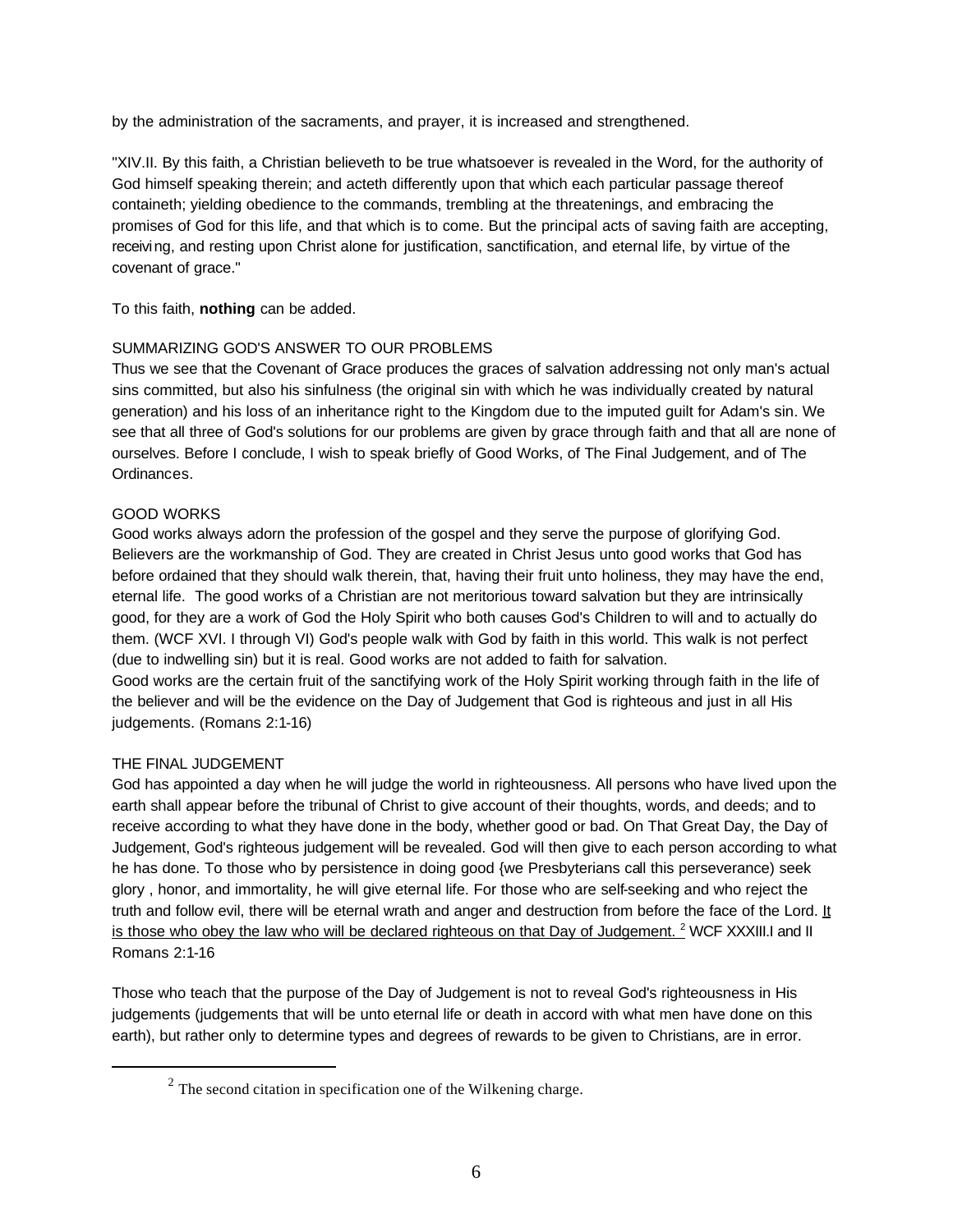by the administration of the sacraments, and prayer, it is increased and strengthened.

"XIV.II. By this faith, a Christian believeth to be true whatsoever is revealed in the Word, for the authority of God himself speaking therein; and acteth differently upon that which each particular passage thereof containeth; yielding obedience to the commands, trembling at the threatenings, and embracing the promises of God for this life, and that which is to come. But the principal acts of saving faith are accepting, receiving, and resting upon Christ alone for justification, sanctification, and eternal life, by virtue of the covenant of grace."

To this faith, **nothing** can be added.

SUMMARIZING GOD'S ANSWER TO OUR PROBLEMS

Thus we see that the Covenant of Grace produces the graces of salvation addressing not only man's actual sins committed, but also his sinfulness (the original sin with which he was individually created by natural generation) and his loss of an inheritance right to the Kingdom due to the imputed guilt for Adam's sin. We see that all three of God's solutions for our problems are given by grace through faith and that all are none of ourselves. Before I conclude, I wish to speak briefly of Good Works, of The Final Judgement, and of The Ordinances.

GOOD WORKS

Good works always adorn the profession of the gospel and they serve the purpose of glorifying God. Believers are the workmanship of God. They are created in Christ Jesus unto good works that God has before ordained that they should walk therein, that, having their fruit unto holiness, they may have the end, eternal life. The good works of a Christian are not meritorious toward salvation but they are intrinsically good, for they are a work of God the Holy Spirit who both causes God's Children to will and to actually do them. (WCF XVI. I through VI) God's people walk with God by faith in this world. This walk is not perfect (due to indwelling sin) but it is real. Good works are not added to faith for salvation.
Good works are the certain fruit of the sanctifying work of the Holy Spirit working through faith in the life of the believer and will be the evidence on the Day of Judgement that God is righteous and just in all His judgements. (Romans 2:1-16)

THE FINAL JUDGEMENT

God has appointed a day when he will judge the world in righteousness. All persons who have lived upon the earth shall appear before the tribunal of Christ to give account of their thoughts, words, and deeds; and to receive according to what they have done in the body, whether good or bad. On That Great Day, the Day of Judgement, God's righteous judgement will be revealed. God will then give to each person according to what he has done. To those who by persistence in doing good {we Presbyterians call this perseverance) seek glory , honor, and immortality, he will give eternal life. For those who are self-seeking and who reject the truth and follow evil, there will be eternal wrath and anger and destruction from before the face of the Lord. <u>It is those who obey the law who will be declared righteous on that Day of Judgement. [2]</u> WCF XXXIII.I and II Romans 2:1-16

Those who teach that the purpose of the Day of Judgement is not to reveal God's righteousness in His judgements (judgements that will be unto eternal life or death in accord with what men have done on this earth), but rather only to determine types and degrees of rewards to be given to Christians, are in error.

[2] The second citation in specification one of the Wilkening charge.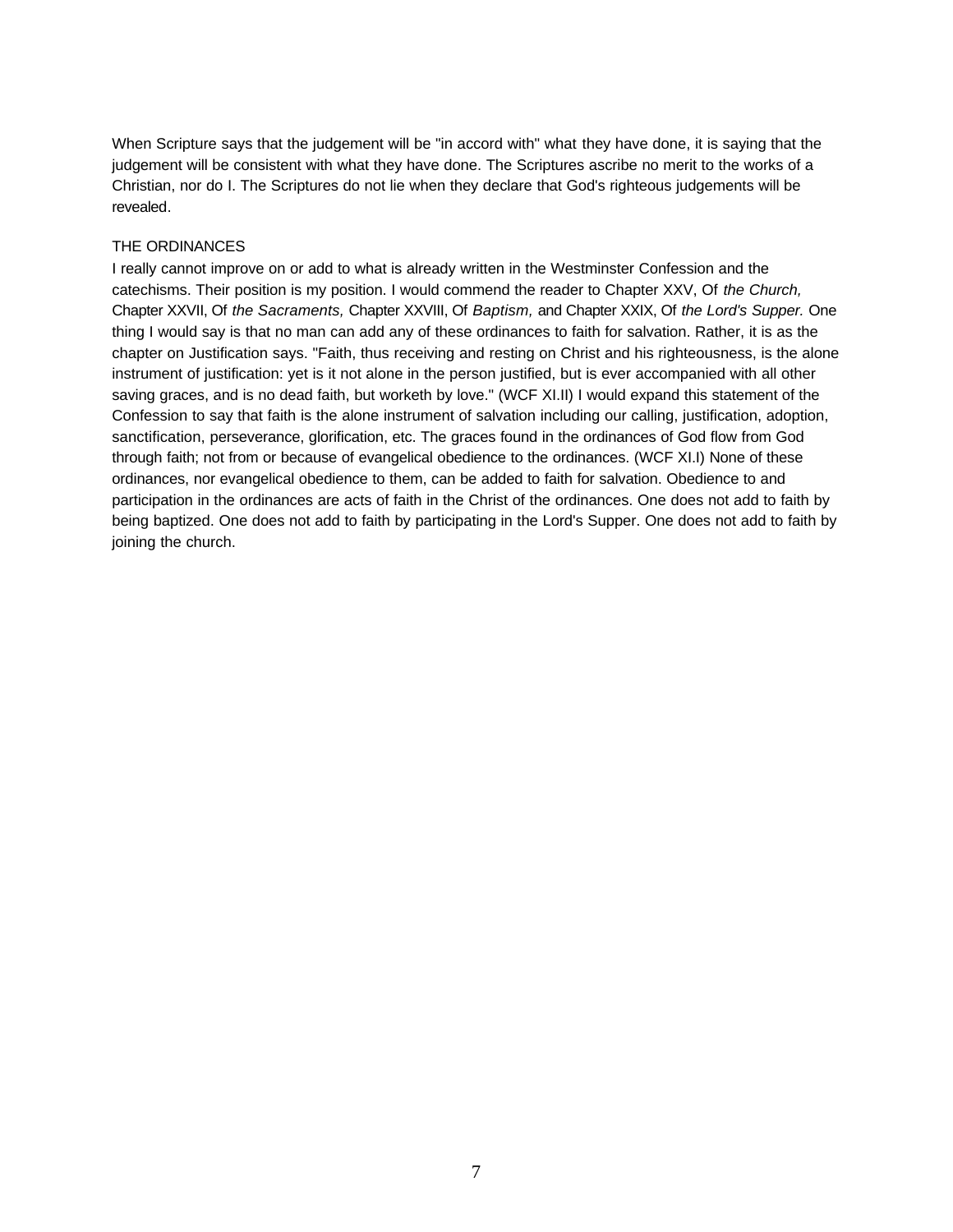When Scripture says that the judgement will be "in accord with" what they have done, it is saying that the judgement will be consistent with what they have done. The Scriptures ascribe no merit to the works of a Christian, nor do I. The Scriptures do not lie when they declare that God's righteous judgements will be revealed.

## THE ORDINANCES

I really cannot improve on or add to what is already written in the Westminster Confession and the catechisms. Their position is my position. I would commend the reader to Chapter XXV, Of *the Church,* Chapter XXVII, Of *the Sacraments,* Chapter XXVIII, Of *Baptism,* and Chapter XXIX, Of *the Lord's Supper.* One thing I would say is that no man can add any of these ordinances to faith for salvation. Rather, it is as the chapter on Justification says. "Faith, thus receiving and resting on Christ and his righteousness, is the alone instrument of justification: yet is it not alone in the person justified, but is ever accompanied with all other saving graces, and is no dead faith, but worketh by love." (WCF XI.II) I would expand this statement of the Confession to say that faith is the alone instrument of salvation including our calling, justification, adoption, sanctification, perseverance, glorification, etc. The graces found in the ordinances of God flow from God through faith; not from or because of evangelical obedience to the ordinances. (WCF XI.I) None of these ordinances, nor evangelical obedience to them, can be added to faith for salvation. Obedience to and participation in the ordinances are acts of faith in the Christ of the ordinances. One does not add to faith by being baptized. One does not add to faith by participating in the Lord's Supper. One does not add to faith by joining the church.